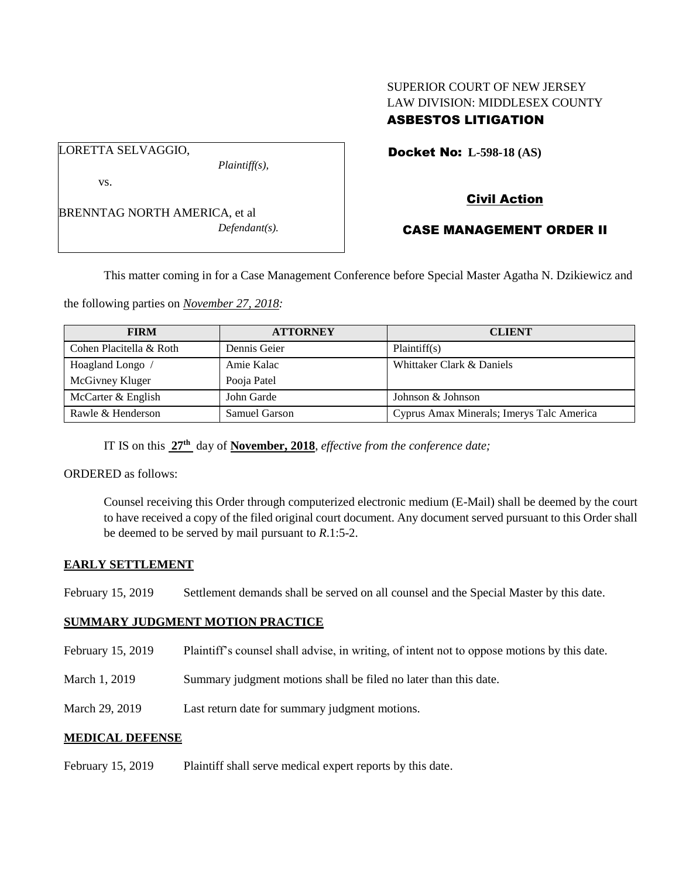SUPERIOR COURT OF NEW JERSEY
LAW DIVISION: MIDDLESEX COUNTY
**ASBESTOS LITIGATION**

LORETTA SELVAGGIO,
*Plaintiff(s),*

vs.

BRENNTAG NORTH AMERICA, et al
*Defendant(s).*

**Docket No: L-598-18 (AS)**

**Civil Action**

**CASE MANAGEMENT ORDER II**

This matter coming in for a Case Management Conference before Special Master Agatha N. Dzikiewicz and the following parties on *November 27, 2018:*

| FIRM | ATTORNEY | CLIENT |
|---|---|---|
| Cohen Placitella & Roth | Dennis Geier | Plaintiff(s) |
| Hoagland Longo / McGivney Kluger | Amie Kalac Pooja Patel | Whittaker Clark & Daniels |
| McCarter & English | John Garde | Johnson & Johnson |
| Rawle & Henderson | Samuel Garson | Cyprus Amax Minerals; Imerys Talc America |

IT IS on this **27th** day of **November, 2018**, *effective from the conference date;*

ORDERED as follows:

Counsel receiving this Order through computerized electronic medium (E-Mail) shall be deemed by the court to have received a copy of the filed original court document. Any document served pursuant to this Order shall be deemed to be served by mail pursuant to *R*.1:5-2.

**EARLY SETTLEMENT**

February 15, 2019 Settlement demands shall be served on all counsel and the Special Master by this date.

**SUMMARY JUDGMENT MOTION PRACTICE**

February 15, 2019 Plaintiff's counsel shall advise, in writing, of intent not to oppose motions by this date.

March 1, 2019 Summary judgment motions shall be filed no later than this date.

March 29, 2019 Last return date for summary judgment motions.

**MEDICAL DEFENSE**

February 15, 2019 Plaintiff shall serve medical expert reports by this date.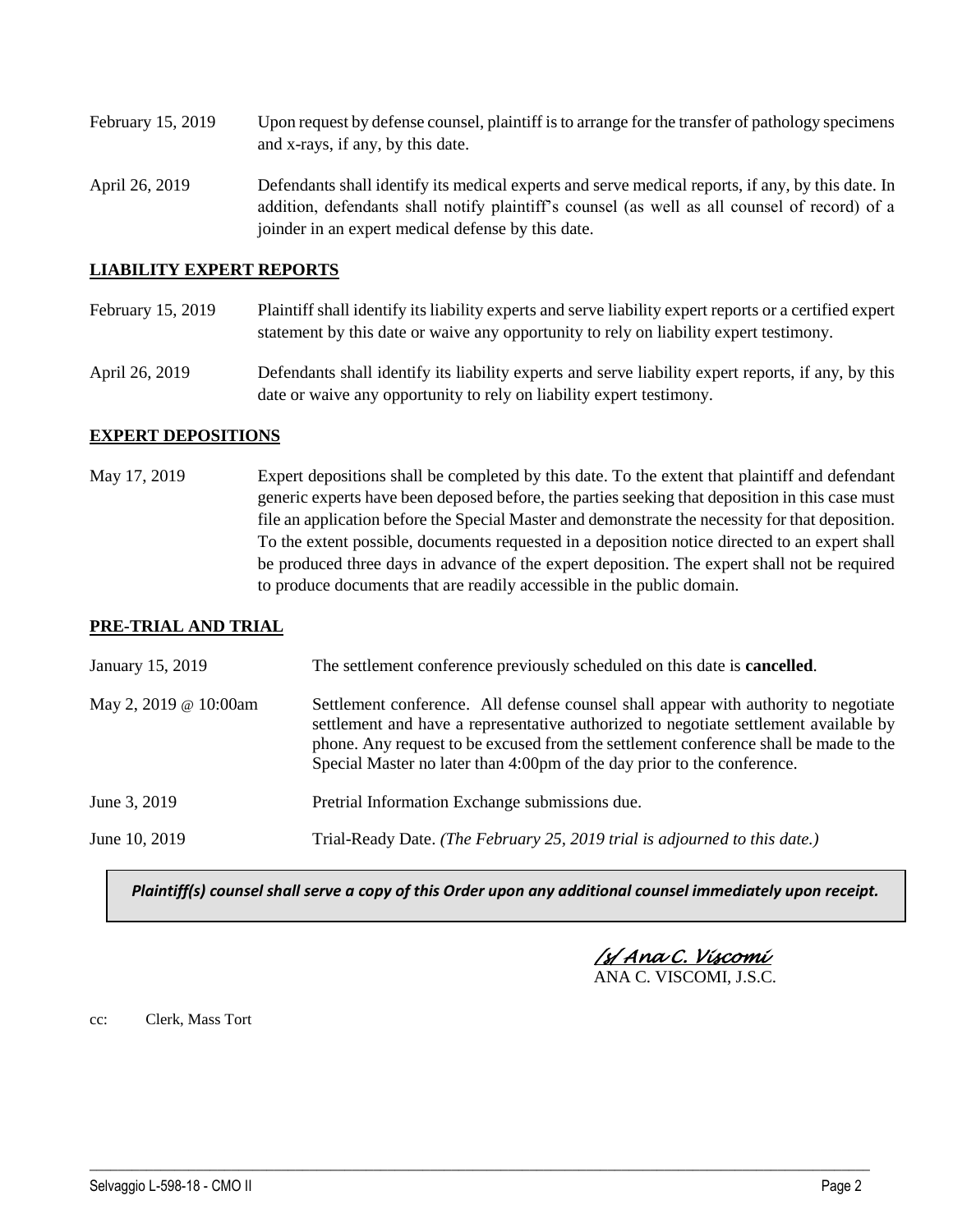| | |
|---|---|
| February 15, 2019 | Upon request by defense counsel, plaintiff is to arrange for the transfer of pathology specimens and x-rays, if any, by this date. |
| April 26, 2019 | Defendants shall identify its medical experts and serve medical reports, if any, by this date. In addition, defendants shall notify plaintiff's counsel (as well as all counsel of record) of a joinder in an expert medical defense by this date. |

## LIABILITY EXPERT REPORTS

| | |
|---|---|
| February 15, 2019 | Plaintiff shall identify its liability experts and serve liability expert reports or a certified expert statement by this date or waive any opportunity to rely on liability expert testimony. |
| April 26, 2019 | Defendants shall identify its liability experts and serve liability expert reports, if any, by this date or waive any opportunity to rely on liability expert testimony. |

## EXPERT DEPOSITIONS

| | |
|---|---|
| May 17, 2019 | Expert depositions shall be completed by this date. To the extent that plaintiff and defendant generic experts have been deposed before, the parties seeking that deposition in this case must file an application before the Special Master and demonstrate the necessity for that deposition. To the extent possible, documents requested in a deposition notice directed to an expert shall be produced three days in advance of the expert deposition. The expert shall not be required to produce documents that are readily accessible in the public domain. |

## PRE-TRIAL AND TRIAL

| | |
|---|---|
| January 15, 2019 | The settlement conference previously scheduled on this date is **cancelled**. |
| May 2, 2019 @ 10:00am | Settlement conference. All defense counsel shall appear with authority to negotiate settlement and have a representative authorized to negotiate settlement available by phone. Any request to be excused from the settlement conference shall be made to the Special Master no later than 4:00pm of the day prior to the conference. |
| June 3, 2019 | Pretrial Information Exchange submissions due. |
| June 10, 2019 | Trial-Ready Date. *(The February 25, 2019 trial is adjourned to this date.)* |

***Plaintiff(s) counsel shall serve a copy of this Order upon any additional counsel immediately upon receipt.***

*/s/ Ana C. Viscomi*
ANA C. VISCOMI, J.S.C.

cc: Clerk, Mass Tort